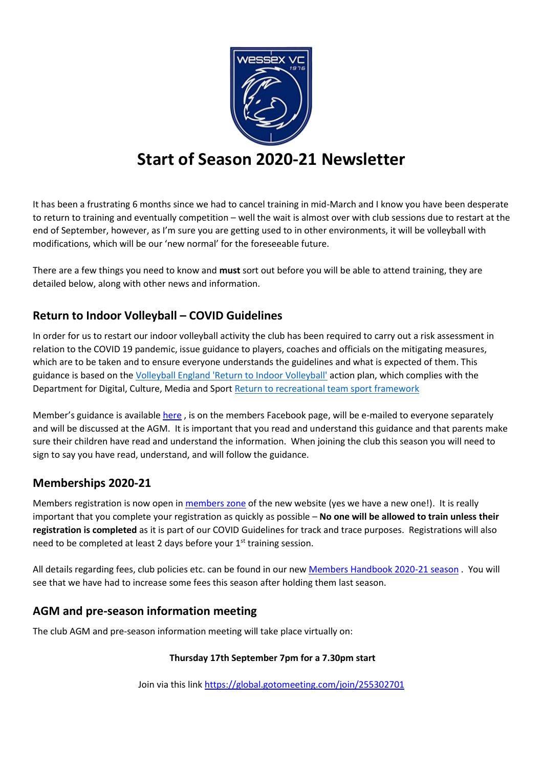# Start of Season 2020-21 Newsletter

It has been a frustrating 6 months since we had to cancel training in mid-March and I know you have been desperate to return to training and eventually competition – well the wait is almost over with club sessions due to restart at the end of September, however, as I'm sure you are getting used to in other environments, it will be volleyball with modifications, which will be our 'new normal' for the foreseeable future.

There are a few things you need to know and **must** sort out before you will be able to attend training, they are detailed below, along with other news and information.

## Return to Indoor Volleyball – COVID Guidelines

In order for us to restart our indoor volleyball activity the club has been required to carry out a risk assessment in relation to the COVID 19 pandemic, issue guidance to players, coaches and officials on the mitigating measures, which are to be taken and to ensure everyone understands the guidelines and what is expected of them. This guidance is based on the Volleyball England 'Return to Indoor Volleyball' action plan, which complies with the Department for Digital, Culture, Media and Sport Return to recreational team sport framework

Member's guidance is available here , is on the members Facebook page, will be e-mailed to everyone separately and will be discussed at the AGM. It is important that you read and understand this guidance and that parents make sure their children have read and understand the information. When joining the club this season you will need to sign to say you have read, understand, and will follow the guidance.

## Memberships 2020-21

Members registration is now open in members zone of the new website (yes we have a new one!). It is really important that you complete your registration as quickly as possible – **No one will be allowed to train unless their registration is completed** as it is part of our COVID Guidelines for track and trace purposes. Registrations will also need to be completed at least 2 days before your 1st training session.

All details regarding fees, club policies etc. can be found in our new Members Handbook 2020-21 season . You will see that we have had to increase some fees this season after holding them last season.

## AGM and pre-season information meeting

The club AGM and pre-season information meeting will take place virtually on:

**Thursday 17th September 7pm for a 7.30pm start**

Join via this link https://global.gotomeeting.com/join/255302701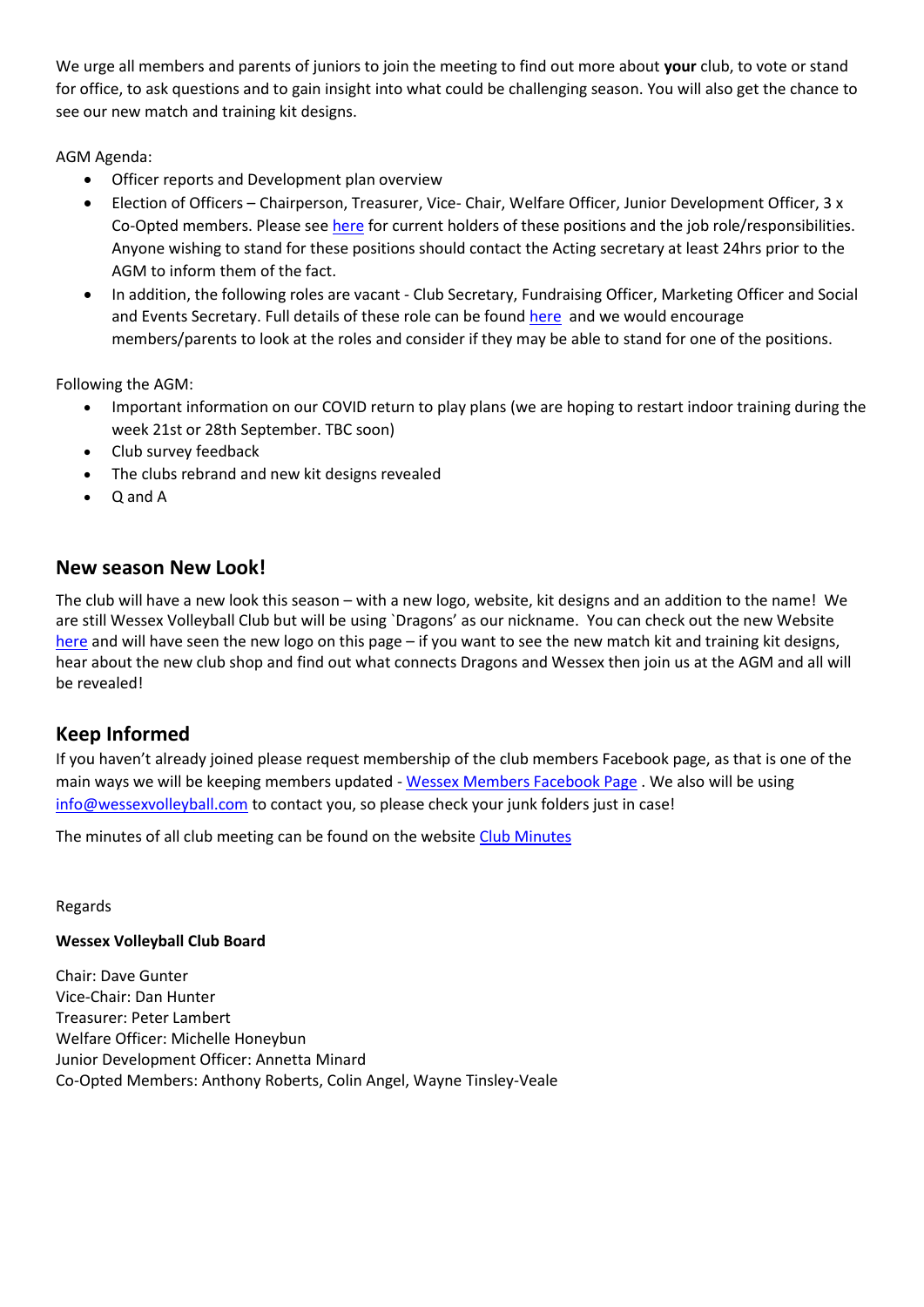We urge all members and parents of juniors to join the meeting to find out more about **your** club, to vote or stand for office, to ask questions and to gain insight into what could be challenging season. You will also get the chance to see our new match and training kit designs.

AGM Agenda:

- Officer reports and Development plan overview
- Election of Officers – Chairperson, Treasurer, Vice- Chair, Welfare Officer, Junior Development Officer, 3 x Co-Opted members. Please see here for current holders of these positions and the job role/responsibilities. Anyone wishing to stand for these positions should contact the Acting secretary at least 24hrs prior to the AGM to inform them of the fact.
- In addition, the following roles are vacant - Club Secretary, Fundraising Officer, Marketing Officer and Social and Events Secretary. Full details of these role can be found here and we would encourage members/parents to look at the roles and consider if they may be able to stand for one of the positions.

Following the AGM:

- Important information on our COVID return to play plans (we are hoping to restart indoor training during the week 21st or 28th September. TBC soon)
- Club survey feedback
- The clubs rebrand and new kit designs revealed
- Q and A

## New season New Look!

The club will have a new look this season – with a new logo, website, kit designs and an addition to the name! We are still Wessex Volleyball Club but will be using `Dragons' as our nickname. You can check out the new Website here and will have seen the new logo on this page – if you want to see the new match kit and training kit designs, hear about the new club shop and find out what connects Dragons and Wessex then join us at the AGM and all will be revealed!

## Keep Informed

If you haven't already joined please request membership of the club members Facebook page, as that is one of the main ways we will be keeping members updated - Wessex Members Facebook Page . We also will be using info@wessexvolleyball.com to contact you, so please check your junk folders just in case!

The minutes of all club meeting can be found on the website Club Minutes

Regards

**Wessex Volleyball Club Board**

Chair: Dave Gunter
Vice-Chair: Dan Hunter
Treasurer: Peter Lambert
Welfare Officer: Michelle Honeybun
Junior Development Officer: Annetta Minard
Co-Opted Members: Anthony Roberts, Colin Angel, Wayne Tinsley-Veale